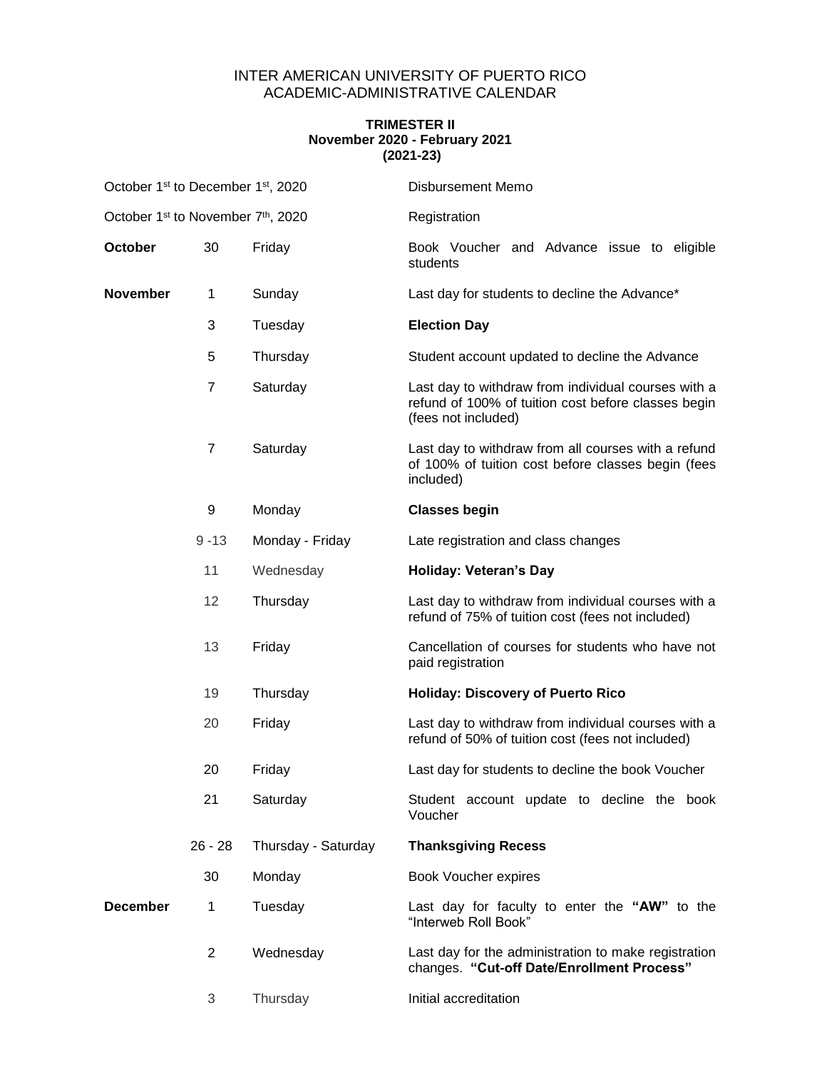# INTER AMERICAN UNIVERSITY OF PUERTO RICO
# ACADEMIC-ADMINISTRATIVE CALENDAR

**TRIMESTER II**
**November 2020 - February 2021**
**(2021-23)**

| | | | |
|---|---|---|---|
| October 1st to December 1st, 2020 | | | Disbursement Memo |
| October 1st to November 7th, 2020 | | | Registration |
| **October** | 30 | Friday | Book Voucher and Advance issue to eligible students |
| **November** | 1 | Sunday | Last day for students to decline the Advance* |
| | 3 | Tuesday | **Election Day** |
| | 5 | Thursday | Student account updated to decline the Advance |
| | 7 | Saturday | Last day to withdraw from individual courses with a refund of 100% of tuition cost before classes begin (fees not included) |
| | 7 | Saturday | Last day to withdraw from all courses with a refund of 100% of tuition cost before classes begin (fees included) |
| | 9 | Monday | **Classes begin** |
| | 9 -13 | Monday - Friday | Late registration and class changes |
| | 11 | Wednesday | **Holiday: Veteran's Day** |
| | 12 | Thursday | Last day to withdraw from individual courses with a refund of 75% of tuition cost (fees not included) |
| | 13 | Friday | Cancellation of courses for students who have not paid registration |
| | 19 | Thursday | **Holiday: Discovery of Puerto Rico** |
| | 20 | Friday | Last day to withdraw from individual courses with a refund of 50% of tuition cost (fees not included) |
| | 20 | Friday | Last day for students to decline the book Voucher |
| | 21 | Saturday | Student account update to decline the book Voucher |
| | 26 - 28 | Thursday - Saturday | **Thanksgiving Recess** |
| | 30 | Monday | Book Voucher expires |
| **December** | 1 | Tuesday | Last day for faculty to enter the **"AW"** to the "Interweb Roll Book" |
| | 2 | Wednesday | Last day for the administration to make registration changes. **"Cut-off Date/Enrollment Process"** |
| | 3 | Thursday | Initial accreditation |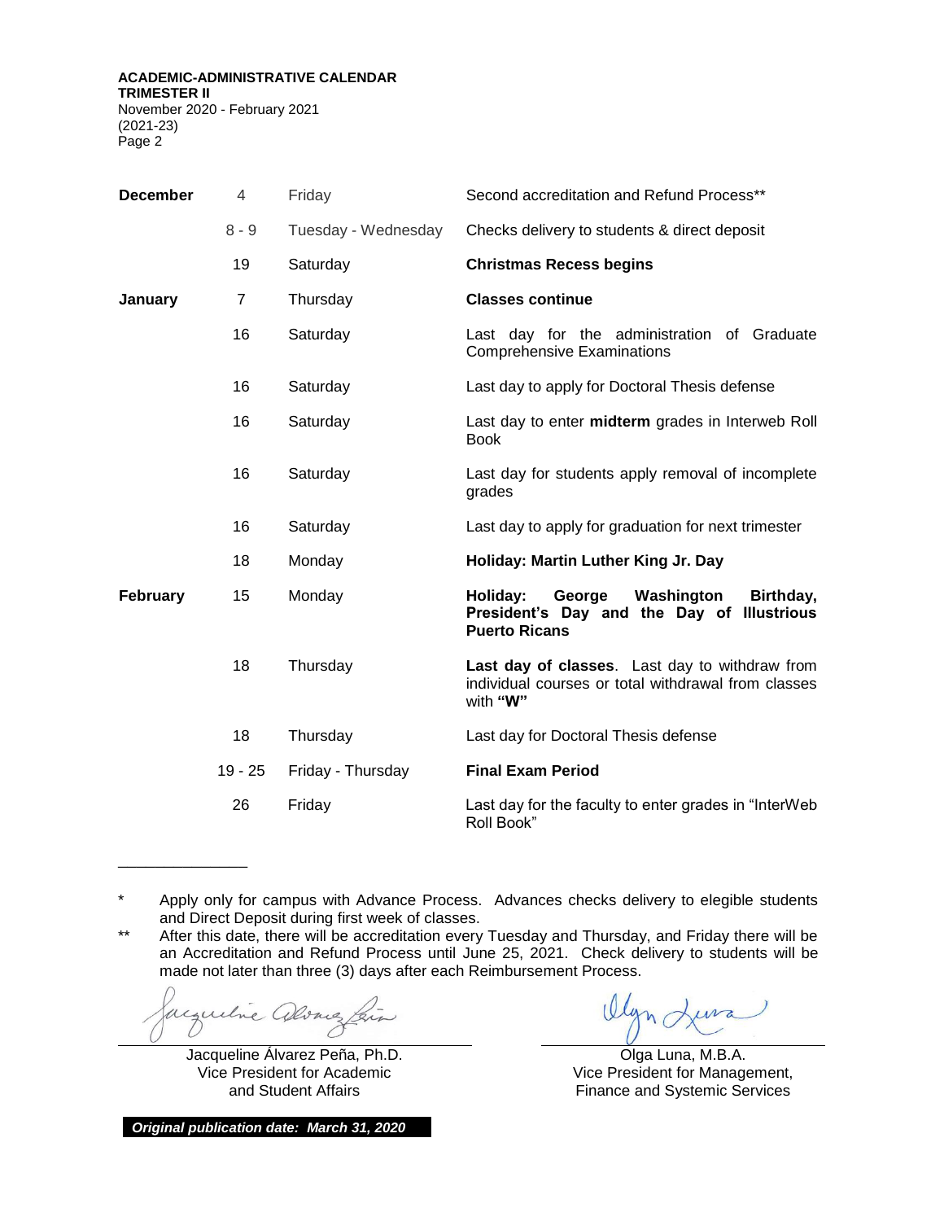**ACADEMIC-ADMINISTRATIVE CALENDAR**
**TRIMESTER II**
November 2020 - February 2021
(2021-23)
Page 2

| | | | |
|---|---|---|---|
| **December** | 4 | Friday | Second accreditation and Refund Process** |
| | 8 - 9 | Tuesday - Wednesday | Checks delivery to students & direct deposit |
| | 19 | Saturday | **Christmas Recess begins** |
| **January** | 7 | Thursday | **Classes continue** |
| | 16 | Saturday | Last day for the administration of Graduate Comprehensive Examinations |
| | 16 | Saturday | Last day to apply for Doctoral Thesis defense |
| | 16 | Saturday | Last day to enter **midterm** grades in Interweb Roll Book |
| | 16 | Saturday | Last day for students apply removal of incomplete grades |
| | 16 | Saturday | Last day to apply for graduation for next trimester |
| | 18 | Monday | **Holiday: Martin Luther King Jr. Day** |
| **February** | 15 | Monday | **Holiday: George Washington Birthday, President's Day and the Day of Illustrious Puerto Ricans** |
| | 18 | Thursday | **Last day of classes**. Last day to withdraw from individual courses or total withdrawal from classes with **"W"** |
| | 18 | Thursday | Last day for Doctoral Thesis defense |
| | 19 - 25 | Friday - Thursday | **Final Exam Period** |
| | 26 | Friday | Last day for the faculty to enter grades in "InterWeb Roll Book" |

---

\* Apply only for campus with Advance Process. Advances checks delivery to elegible students and Direct Deposit during first week of classes.

\*\* After this date, there will be accreditation every Tuesday and Thursday, and Friday there will be an Accreditation and Refund Process until June 25, 2021. Check delivery to students will be made not later than three (3) days after each Reimbursement Process.

Jacqueline Álvarez Peña, Ph.D.
Vice President for Academic and Student Affairs

Olga Luna, M.B.A.
Vice President for Management, Finance and Systemic Services

***Original publication date: March 31, 2020***